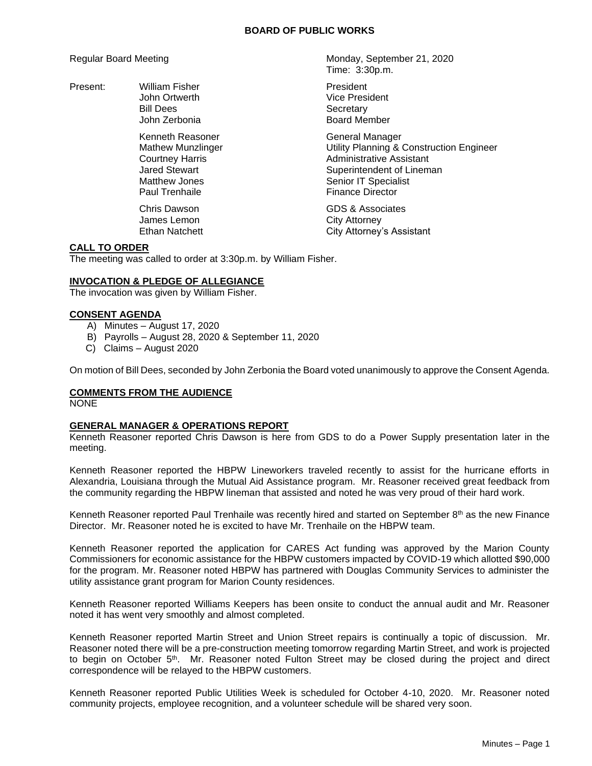# BOARD OF PUBLIC WORKS

Regular Board Meeting — Monday, September 21, 2020
Time: 3:30p.m.

| Present: | | |
|---|---|---|
| | William Fisher | President |
| | John Ortwerth | Vice President |
| | Bill Dees | Secretary |
| | John Zerbonia | Board Member |
| | Kenneth Reasoner | General Manager |
| | Mathew Munzlinger | Utility Planning & Construction Engineer |
| | Courtney Harris | Administrative Assistant |
| | Jared Stewart | Superintendent of Lineman |
| | Matthew Jones | Senior IT Specialist |
| | Paul Trenhaile | Finance Director |
| | Chris Dawson | GDS & Associates |
| | James Lemon | City Attorney |
| | Ethan Natchett | City Attorney's Assistant |

## CALL TO ORDER

The meeting was called to order at 3:30p.m. by William Fisher.

## INVOCATION & PLEDGE OF ALLEGIANCE

The invocation was given by William Fisher.

## CONSENT AGENDA

A) Minutes – August 17, 2020
B) Payrolls – August 28, 2020 & September 11, 2020
C) Claims – August 2020

On motion of Bill Dees, seconded by John Zerbonia the Board voted unanimously to approve the Consent Agenda.

## COMMENTS FROM THE AUDIENCE

NONE

## GENERAL MANAGER & OPERATIONS REPORT

Kenneth Reasoner reported Chris Dawson is here from GDS to do a Power Supply presentation later in the meeting.

Kenneth Reasoner reported the HBPW Lineworkers traveled recently to assist for the hurricane efforts in Alexandria, Louisiana through the Mutual Aid Assistance program. Mr. Reasoner received great feedback from the community regarding the HBPW lineman that assisted and noted he was very proud of their hard work.

Kenneth Reasoner reported Paul Trenhaile was recently hired and started on September 8th as the new Finance Director. Mr. Reasoner noted he is excited to have Mr. Trenhaile on the HBPW team.

Kenneth Reasoner reported the application for CARES Act funding was approved by the Marion County Commissioners for economic assistance for the HBPW customers impacted by COVID-19 which allotted $90,000 for the program. Mr. Reasoner noted HBPW has partnered with Douglas Community Services to administer the utility assistance grant program for Marion County residences.

Kenneth Reasoner reported Williams Keepers has been onsite to conduct the annual audit and Mr. Reasoner noted it has went very smoothly and almost completed.

Kenneth Reasoner reported Martin Street and Union Street repairs is continually a topic of discussion. Mr. Reasoner noted there will be a pre-construction meeting tomorrow regarding Martin Street, and work is projected to begin on October 5th. Mr. Reasoner noted Fulton Street may be closed during the project and direct correspondence will be relayed to the HBPW customers.

Kenneth Reasoner reported Public Utilities Week is scheduled for October 4-10, 2020. Mr. Reasoner noted community projects, employee recognition, and a volunteer schedule will be shared very soon.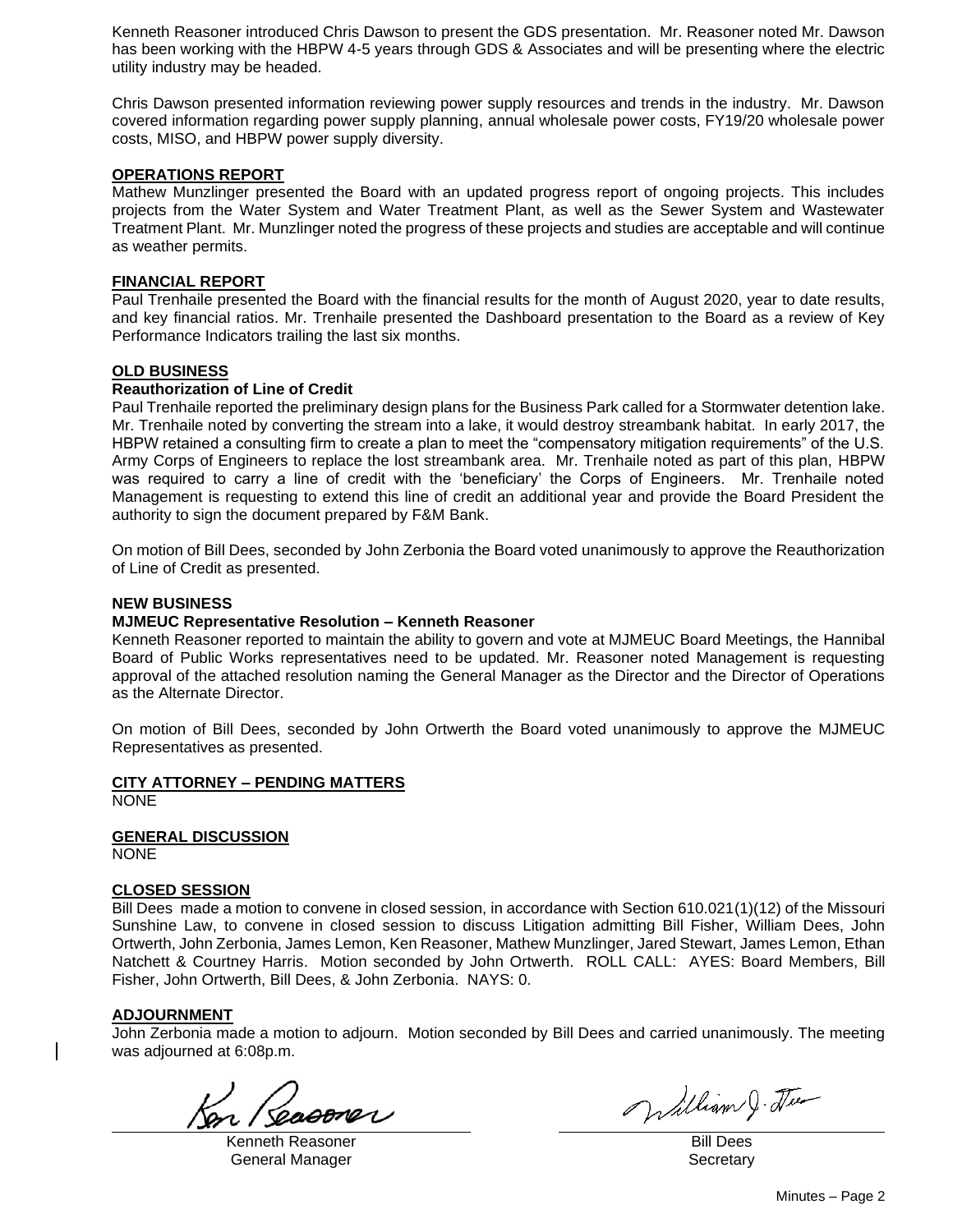Kenneth Reasoner introduced Chris Dawson to present the GDS presentation. Mr. Reasoner noted Mr. Dawson has been working with the HBPW 4-5 years through GDS & Associates and will be presenting where the electric utility industry may be headed.

Chris Dawson presented information reviewing power supply resources and trends in the industry. Mr. Dawson covered information regarding power supply planning, annual wholesale power costs, FY19/20 wholesale power costs, MISO, and HBPW power supply diversity.

**OPERATIONS REPORT**

Mathew Munzlinger presented the Board with an updated progress report of ongoing projects. This includes projects from the Water System and Water Treatment Plant, as well as the Sewer System and Wastewater Treatment Plant. Mr. Munzlinger noted the progress of these projects and studies are acceptable and will continue as weather permits.

**FINANCIAL REPORT**

Paul Trenhaile presented the Board with the financial results for the month of August 2020, year to date results, and key financial ratios. Mr. Trenhaile presented the Dashboard presentation to the Board as a review of Key Performance Indicators trailing the last six months.

**OLD BUSINESS**

**Reauthorization of Line of Credit**

Paul Trenhaile reported the preliminary design plans for the Business Park called for a Stormwater detention lake. Mr. Trenhaile noted by converting the stream into a lake, it would destroy streambank habitat. In early 2017, the HBPW retained a consulting firm to create a plan to meet the "compensatory mitigation requirements" of the U.S. Army Corps of Engineers to replace the lost streambank area. Mr. Trenhaile noted as part of this plan, HBPW was required to carry a line of credit with the 'beneficiary' the Corps of Engineers. Mr. Trenhaile noted Management is requesting to extend this line of credit an additional year and provide the Board President the authority to sign the document prepared by F&M Bank.

On motion of Bill Dees, seconded by John Zerbonia the Board voted unanimously to approve the Reauthorization of Line of Credit as presented.

**NEW BUSINESS**

**MJMEUC Representative Resolution – Kenneth Reasoner**

Kenneth Reasoner reported to maintain the ability to govern and vote at MJMEUC Board Meetings, the Hannibal Board of Public Works representatives need to be updated. Mr. Reasoner noted Management is requesting approval of the attached resolution naming the General Manager as the Director and the Director of Operations as the Alternate Director.

On motion of Bill Dees, seconded by John Ortwerth the Board voted unanimously to approve the MJMEUC Representatives as presented.

**CITY ATTORNEY – PENDING MATTERS**

NONE

**GENERAL DISCUSSION**

NONE

**CLOSED SESSION**

Bill Dees made a motion to convene in closed session, in accordance with Section 610.021(1)(12) of the Missouri Sunshine Law, to convene in closed session to discuss Litigation admitting Bill Fisher, William Dees, John Ortwerth, John Zerbonia, James Lemon, Ken Reasoner, Mathew Munzlinger, Jared Stewart, James Lemon, Ethan Natchett & Courtney Harris. Motion seconded by John Ortwerth. ROLL CALL: AYES: Board Members, Bill Fisher, John Ortwerth, Bill Dees, & John Zerbonia. NAYS: 0.

**ADJOURNMENT**

John Zerbonia made a motion to adjourn. Motion seconded by Bill Dees and carried unanimously. The meeting was adjourned at 6:08p.m.

| | |
|---|---|
| Kenneth Reasoner | Bill Dees |
| General Manager | Secretary |